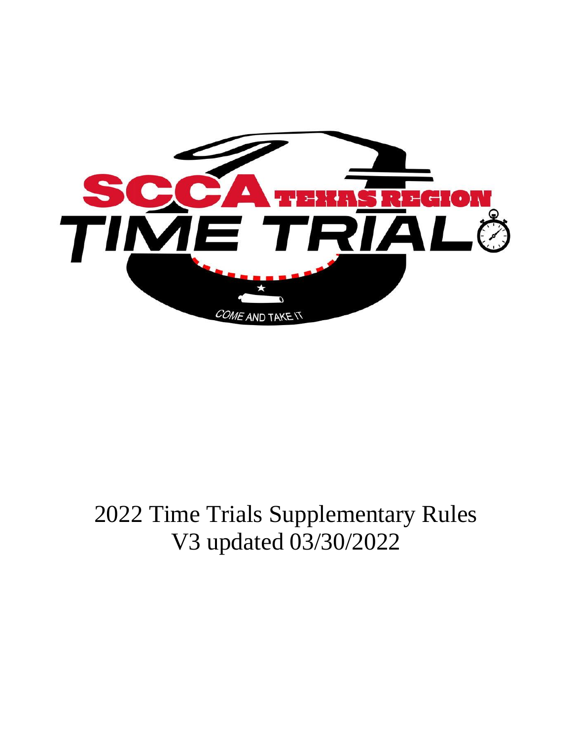# 2022 Time Trials Supplementary Rules

V3 updated 03/30/2022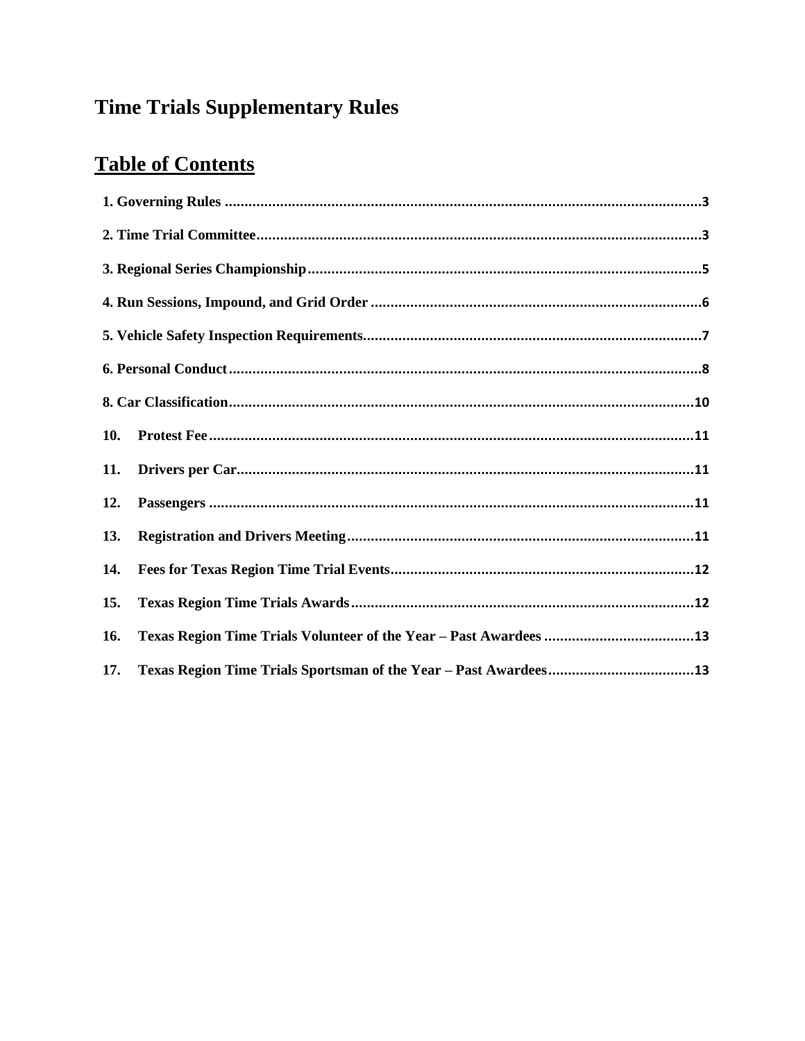# Time Trials Supplementary Rules

## Table of Contents

**1. Governing Rules** .......... **3**

**2. Time Trial Committee** .......... **3**

**3. Regional Series Championship** .......... **5**

**4. Run Sessions, Impound, and Grid Order** .......... **6**

**5. Vehicle Safety Inspection Requirements** .......... **7**

**6. Personal Conduct** .......... **8**

**8. Car Classification** .......... **10**

**10. Protest Fee** .......... **11**

**11. Drivers per Car** .......... **11**

**12. Passengers** .......... **11**

**13. Registration and Drivers Meeting** .......... **11**

**14. Fees for Texas Region Time Trial Events** .......... **12**

**15. Texas Region Time Trials Awards** .......... **12**

**16. Texas Region Time Trials Volunteer of the Year – Past Awardees** .......... **13**

**17. Texas Region Time Trials Sportsman of the Year – Past Awardees** .......... **13**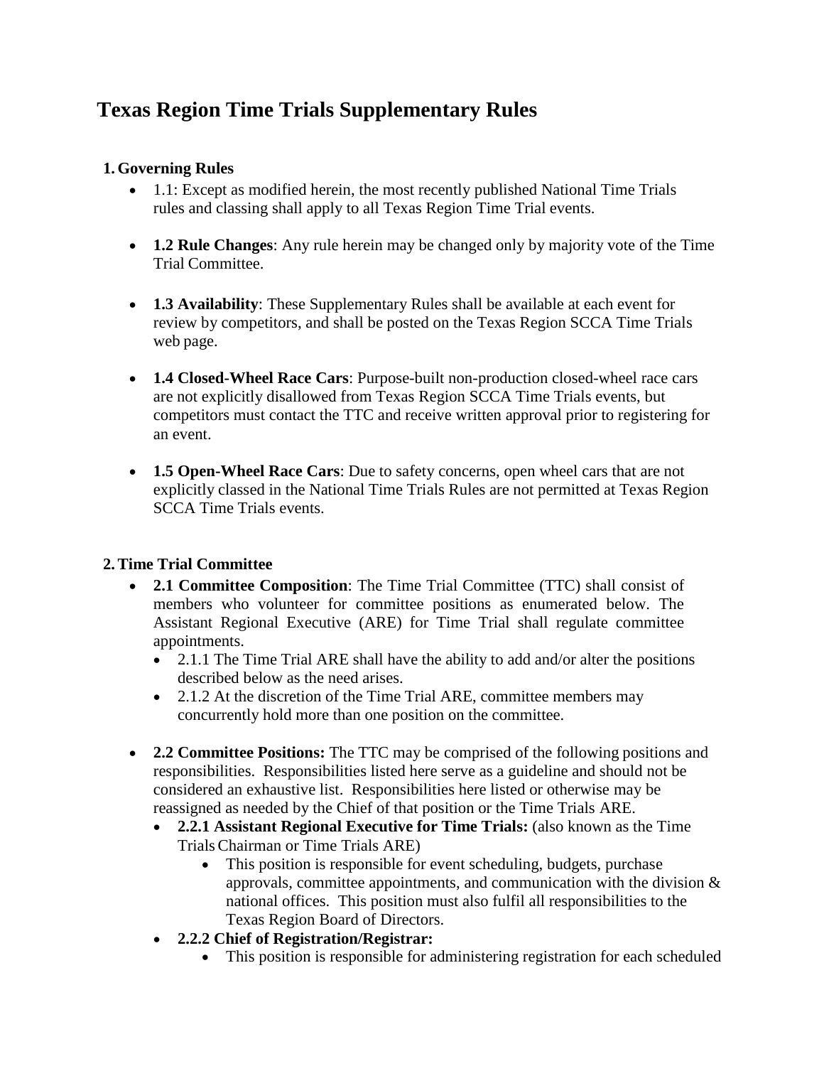# Texas Region Time Trials Supplementary Rules

**1. Governing Rules**

- 1.1: Except as modified herein, the most recently published National Time Trials rules and classing shall apply to all Texas Region Time Trial events.
- **1.2 Rule Changes**: Any rule herein may be changed only by majority vote of the Time Trial Committee.
- **1.3 Availability**: These Supplementary Rules shall be available at each event for review by competitors, and shall be posted on the Texas Region SCCA Time Trials web page.
- **1.4 Closed-Wheel Race Cars**: Purpose-built non-production closed-wheel race cars are not explicitly disallowed from Texas Region SCCA Time Trials events, but competitors must contact the TTC and receive written approval prior to registering for an event.
- **1.5 Open-Wheel Race Cars**: Due to safety concerns, open wheel cars that are not explicitly classed in the National Time Trials Rules are not permitted at Texas Region SCCA Time Trials events.

**2. Time Trial Committee**

- **2.1 Committee Composition**: The Time Trial Committee (TTC) shall consist of members who volunteer for committee positions as enumerated below. The Assistant Regional Executive (ARE) for Time Trial shall regulate committee appointments.
  - 2.1.1 The Time Trial ARE shall have the ability to add and/or alter the positions described below as the need arises.
  - 2.1.2 At the discretion of the Time Trial ARE, committee members may concurrently hold more than one position on the committee.
- **2.2 Committee Positions:** The TTC may be comprised of the following positions and responsibilities. Responsibilities listed here serve as a guideline and should not be considered an exhaustive list. Responsibilities here listed or otherwise may be reassigned as needed by the Chief of that position or the Time Trials ARE.
  - **2.2.1 Assistant Regional Executive for Time Trials:** (also known as the Time Trials Chairman or Time Trials ARE)
    - This position is responsible for event scheduling, budgets, purchase approvals, committee appointments, and communication with the division & national offices. This position must also fulfil all responsibilities to the Texas Region Board of Directors.
  - **2.2.2 Chief of Registration/Registrar:**
    - This position is responsible for administering registration for each scheduled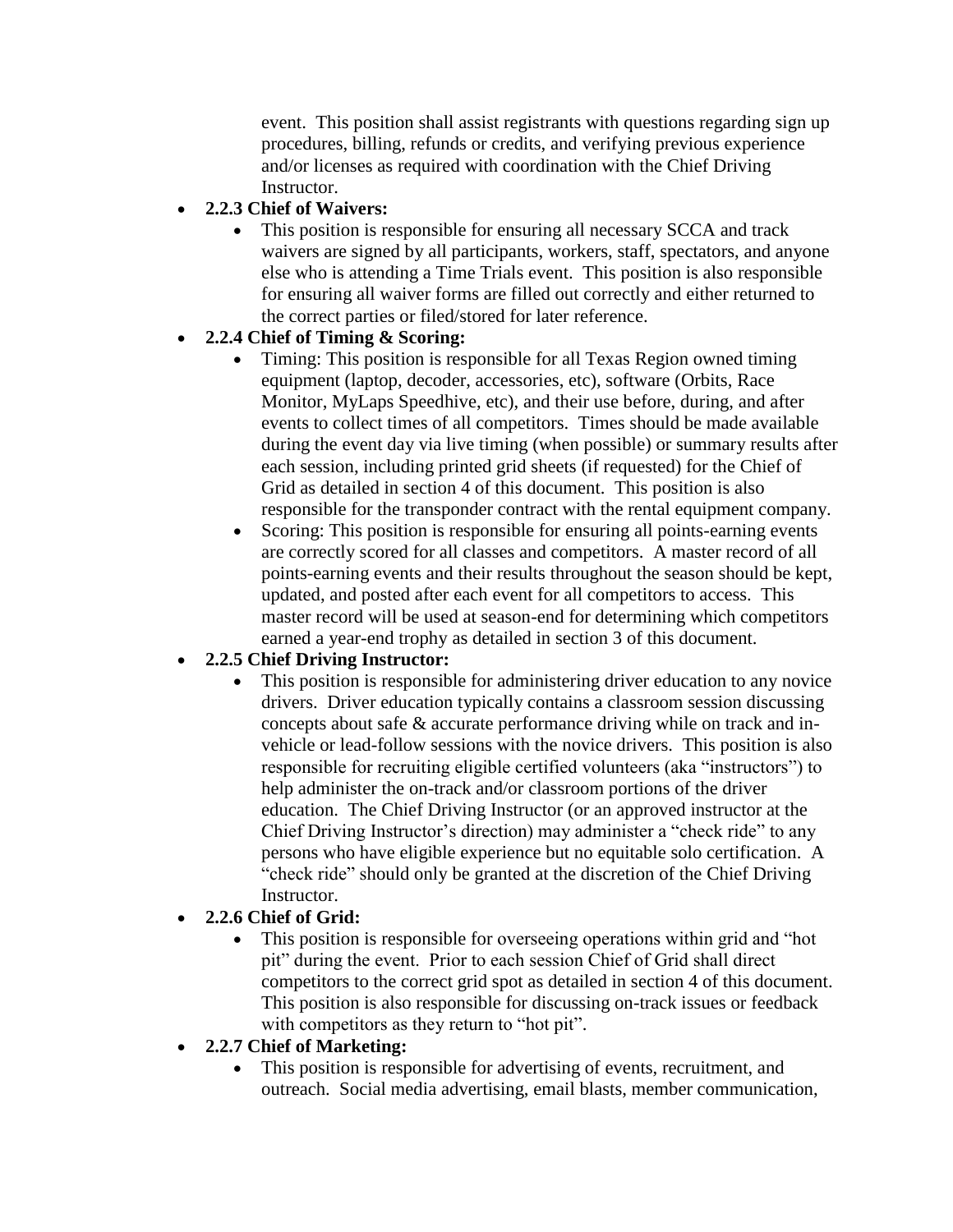event. This position shall assist registrants with questions regarding sign up procedures, billing, refunds or credits, and verifying previous experience and/or licenses as required with coordination with the Chief Driving Instructor.

- **2.2.3 Chief of Waivers:**
  - This position is responsible for ensuring all necessary SCCA and track waivers are signed by all participants, workers, staff, spectators, and anyone else who is attending a Time Trials event. This position is also responsible for ensuring all waiver forms are filled out correctly and either returned to the correct parties or filed/stored for later reference.
- **2.2.4 Chief of Timing & Scoring:**
  - Timing: This position is responsible for all Texas Region owned timing equipment (laptop, decoder, accessories, etc), software (Orbits, Race Monitor, MyLaps Speedhive, etc), and their use before, during, and after events to collect times of all competitors. Times should be made available during the event day via live timing (when possible) or summary results after each session, including printed grid sheets (if requested) for the Chief of Grid as detailed in section 4 of this document. This position is also responsible for the transponder contract with the rental equipment company.
  - Scoring: This position is responsible for ensuring all points-earning events are correctly scored for all classes and competitors. A master record of all points-earning events and their results throughout the season should be kept, updated, and posted after each event for all competitors to access. This master record will be used at season-end for determining which competitors earned a year-end trophy as detailed in section 3 of this document.
- **2.2.5 Chief Driving Instructor:**
  - This position is responsible for administering driver education to any novice drivers. Driver education typically contains a classroom session discussing concepts about safe & accurate performance driving while on track and in-vehicle or lead-follow sessions with the novice drivers. This position is also responsible for recruiting eligible certified volunteers (aka "instructors") to help administer the on-track and/or classroom portions of the driver education. The Chief Driving Instructor (or an approved instructor at the Chief Driving Instructor's direction) may administer a "check ride" to any persons who have eligible experience but no equitable solo certification. A "check ride" should only be granted at the discretion of the Chief Driving Instructor.
- **2.2.6 Chief of Grid:**
  - This position is responsible for overseeing operations within grid and "hot pit" during the event. Prior to each session Chief of Grid shall direct competitors to the correct grid spot as detailed in section 4 of this document. This position is also responsible for discussing on-track issues or feedback with competitors as they return to "hot pit".
- **2.2.7 Chief of Marketing:**
  - This position is responsible for advertising of events, recruitment, and outreach. Social media advertising, email blasts, member communication,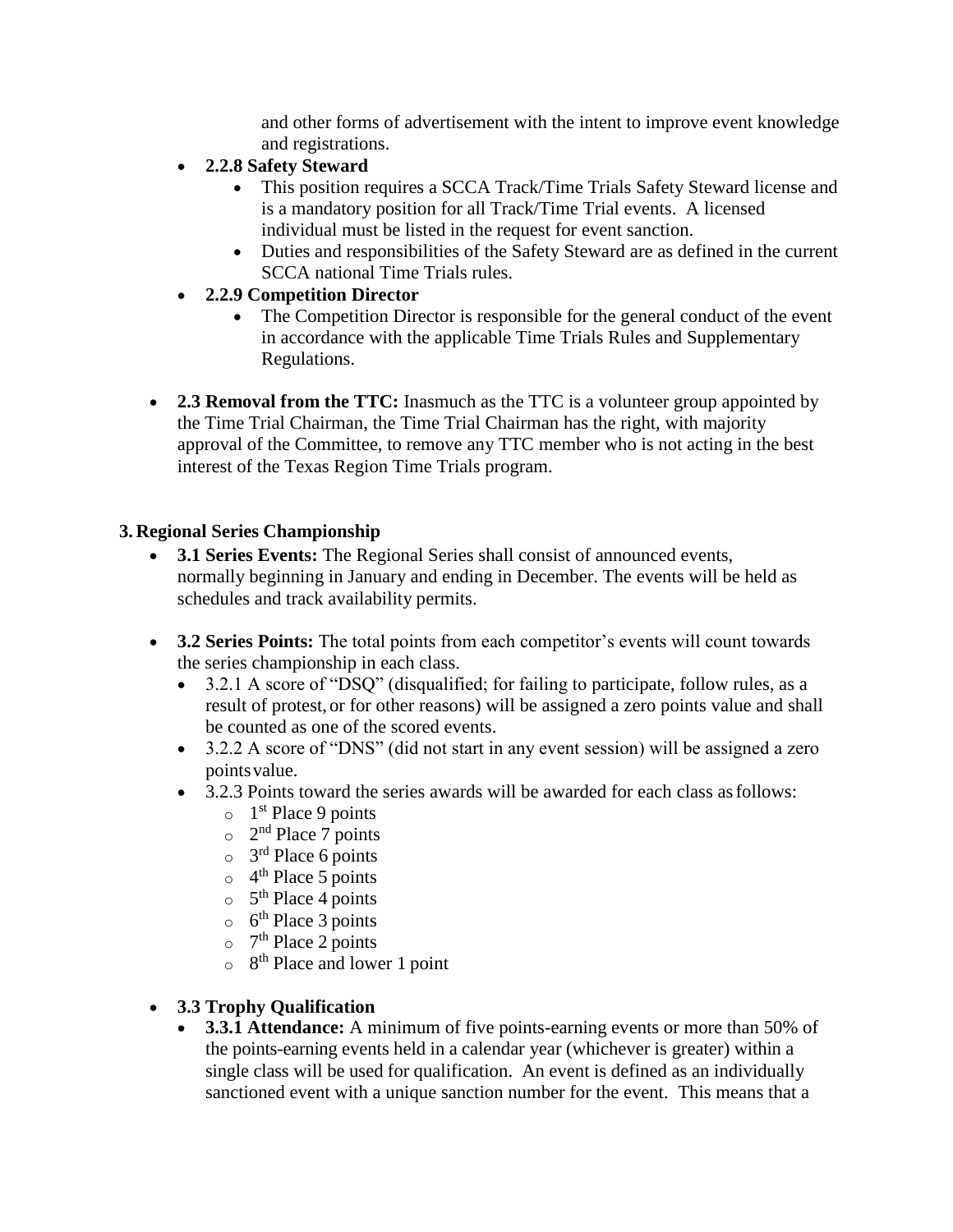and other forms of advertisement with the intent to improve event knowledge and registrations.

- **2.2.8 Safety Steward**
  - This position requires a SCCA Track/Time Trials Safety Steward license and is a mandatory position for all Track/Time Trial events. A licensed individual must be listed in the request for event sanction.
  - Duties and responsibilities of the Safety Steward are as defined in the current SCCA national Time Trials rules.
- **2.2.9 Competition Director**
  - The Competition Director is responsible for the general conduct of the event in accordance with the applicable Time Trials Rules and Supplementary Regulations.

- **2.3 Removal from the TTC:** Inasmuch as the TTC is a volunteer group appointed by the Time Trial Chairman, the Time Trial Chairman has the right, with majority approval of the Committee, to remove any TTC member who is not acting in the best interest of the Texas Region Time Trials program.

## 3. Regional Series Championship

- **3.1 Series Events:** The Regional Series shall consist of announced events, normally beginning in January and ending in December. The events will be held as schedules and track availability permits.

- **3.2 Series Points:** The total points from each competitor's events will count towards the series championship in each class.
  - 3.2.1 A score of "DSQ" (disqualified; for failing to participate, follow rules, as a result of protest, or for other reasons) will be assigned a zero points value and shall be counted as one of the scored events.
  - 3.2.2 A score of "DNS" (did not start in any event session) will be assigned a zero points value.
  - 3.2.3 Points toward the series awards will be awarded for each class as follows:
    - 1st Place 9 points
    - 2nd Place 7 points
    - 3rd Place 6 points
    - 4th Place 5 points
    - 5th Place 4 points
    - 6th Place 3 points
    - 7th Place 2 points
    - 8th Place and lower 1 point

- **3.3 Trophy Qualification**
  - **3.3.1 Attendance:** A minimum of five points-earning events or more than 50% of the points-earning events held in a calendar year (whichever is greater) within a single class will be used for qualification. An event is defined as an individually sanctioned event with a unique sanction number for the event. This means that a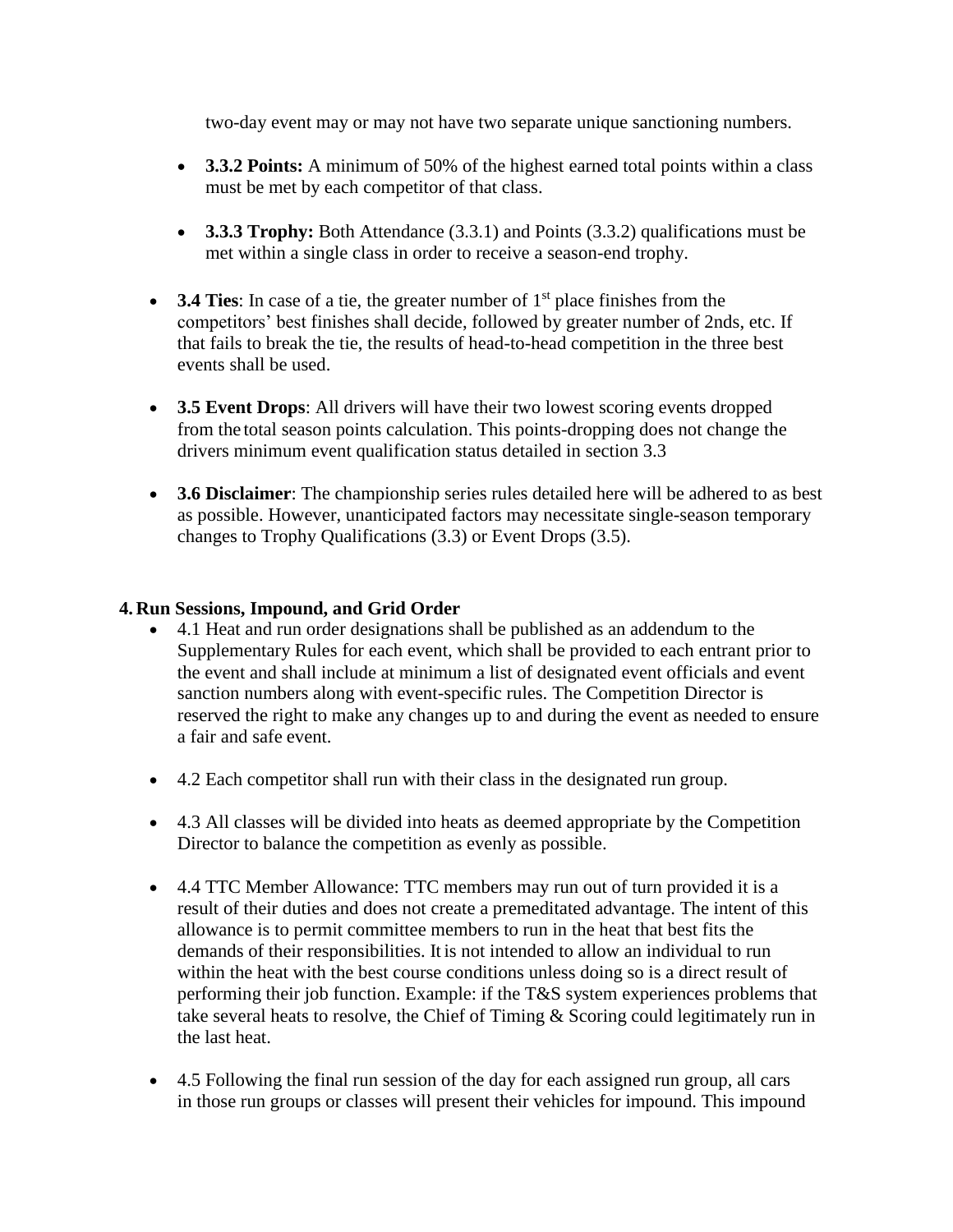two-day event may or may not have two separate unique sanctioning numbers.

- **3.3.2 Points:** A minimum of 50% of the highest earned total points within a class must be met by each competitor of that class.

- **3.3.3 Trophy:** Both Attendance (3.3.1) and Points (3.3.2) qualifications must be met within a single class in order to receive a season-end trophy.

- **3.4 Ties**: In case of a tie, the greater number of 1st place finishes from the competitors' best finishes shall decide, followed by greater number of 2nds, etc. If that fails to break the tie, the results of head-to-head competition in the three best events shall be used.

- **3.5 Event Drops**: All drivers will have their two lowest scoring events dropped from the total season points calculation. This points-dropping does not change the drivers minimum event qualification status detailed in section 3.3

- **3.6 Disclaimer**: The championship series rules detailed here will be adhered to as best as possible. However, unanticipated factors may necessitate single-season temporary changes to Trophy Qualifications (3.3) or Event Drops (3.5).

## 4. Run Sessions, Impound, and Grid Order

- 4.1 Heat and run order designations shall be published as an addendum to the Supplementary Rules for each event, which shall be provided to each entrant prior to the event and shall include at minimum a list of designated event officials and event sanction numbers along with event-specific rules. The Competition Director is reserved the right to make any changes up to and during the event as needed to ensure a fair and safe event.

- 4.2 Each competitor shall run with their class in the designated run group.

- 4.3 All classes will be divided into heats as deemed appropriate by the Competition Director to balance the competition as evenly as possible.

- 4.4 TTC Member Allowance: TTC members may run out of turn provided it is a result of their duties and does not create a premeditated advantage. The intent of this allowance is to permit committee members to run in the heat that best fits the demands of their responsibilities. It is not intended to allow an individual to run within the heat with the best course conditions unless doing so is a direct result of performing their job function. Example: if the T&S system experiences problems that take several heats to resolve, the Chief of Timing & Scoring could legitimately run in the last heat.

- 4.5 Following the final run session of the day for each assigned run group, all cars in those run groups or classes will present their vehicles for impound. This impound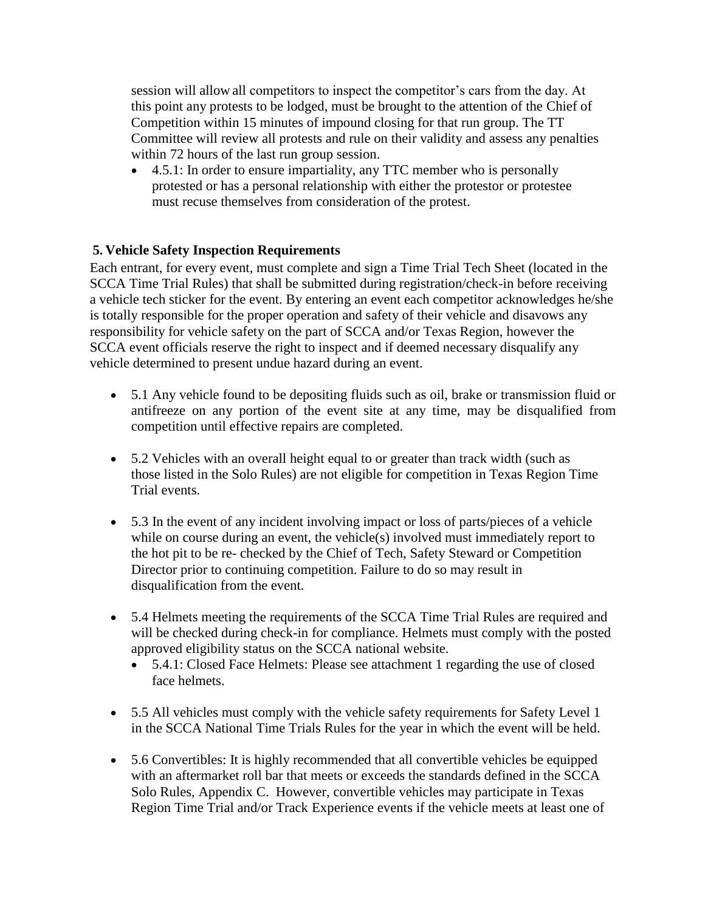session will allow all competitors to inspect the competitor's cars from the day. At this point any protests to be lodged, must be brought to the attention of the Chief of Competition within 15 minutes of impound closing for that run group. The TT Committee will review all protests and rule on their validity and assess any penalties within 72 hours of the last run group session.

- 4.5.1: In order to ensure impartiality, any TTC member who is personally protested or has a personal relationship with either the protestor or protestee must recuse themselves from consideration of the protest.

## 5. Vehicle Safety Inspection Requirements

Each entrant, for every event, must complete and sign a Time Trial Tech Sheet (located in the SCCA Time Trial Rules) that shall be submitted during registration/check-in before receiving a vehicle tech sticker for the event. By entering an event each competitor acknowledges he/she is totally responsible for the proper operation and safety of their vehicle and disavows any responsibility for vehicle safety on the part of SCCA and/or Texas Region, however the SCCA event officials reserve the right to inspect and if deemed necessary disqualify any vehicle determined to present undue hazard during an event.

- 5.1 Any vehicle found to be depositing fluids such as oil, brake or transmission fluid or antifreeze on any portion of the event site at any time, may be disqualified from competition until effective repairs are completed.

- 5.2 Vehicles with an overall height equal to or greater than track width (such as those listed in the Solo Rules) are not eligible for competition in Texas Region Time Trial events.

- 5.3 In the event of any incident involving impact or loss of parts/pieces of a vehicle while on course during an event, the vehicle(s) involved must immediately report to the hot pit to be re- checked by the Chief of Tech, Safety Steward or Competition Director prior to continuing competition. Failure to do so may result in disqualification from the event.

- 5.4 Helmets meeting the requirements of the SCCA Time Trial Rules are required and will be checked during check-in for compliance. Helmets must comply with the posted approved eligibility status on the SCCA national website.
  - 5.4.1: Closed Face Helmets: Please see attachment 1 regarding the use of closed face helmets.

- 5.5 All vehicles must comply with the vehicle safety requirements for Safety Level 1 in the SCCA National Time Trials Rules for the year in which the event will be held.

- 5.6 Convertibles: It is highly recommended that all convertible vehicles be equipped with an aftermarket roll bar that meets or exceeds the standards defined in the SCCA Solo Rules, Appendix C. However, convertible vehicles may participate in Texas Region Time Trial and/or Track Experience events if the vehicle meets at least one of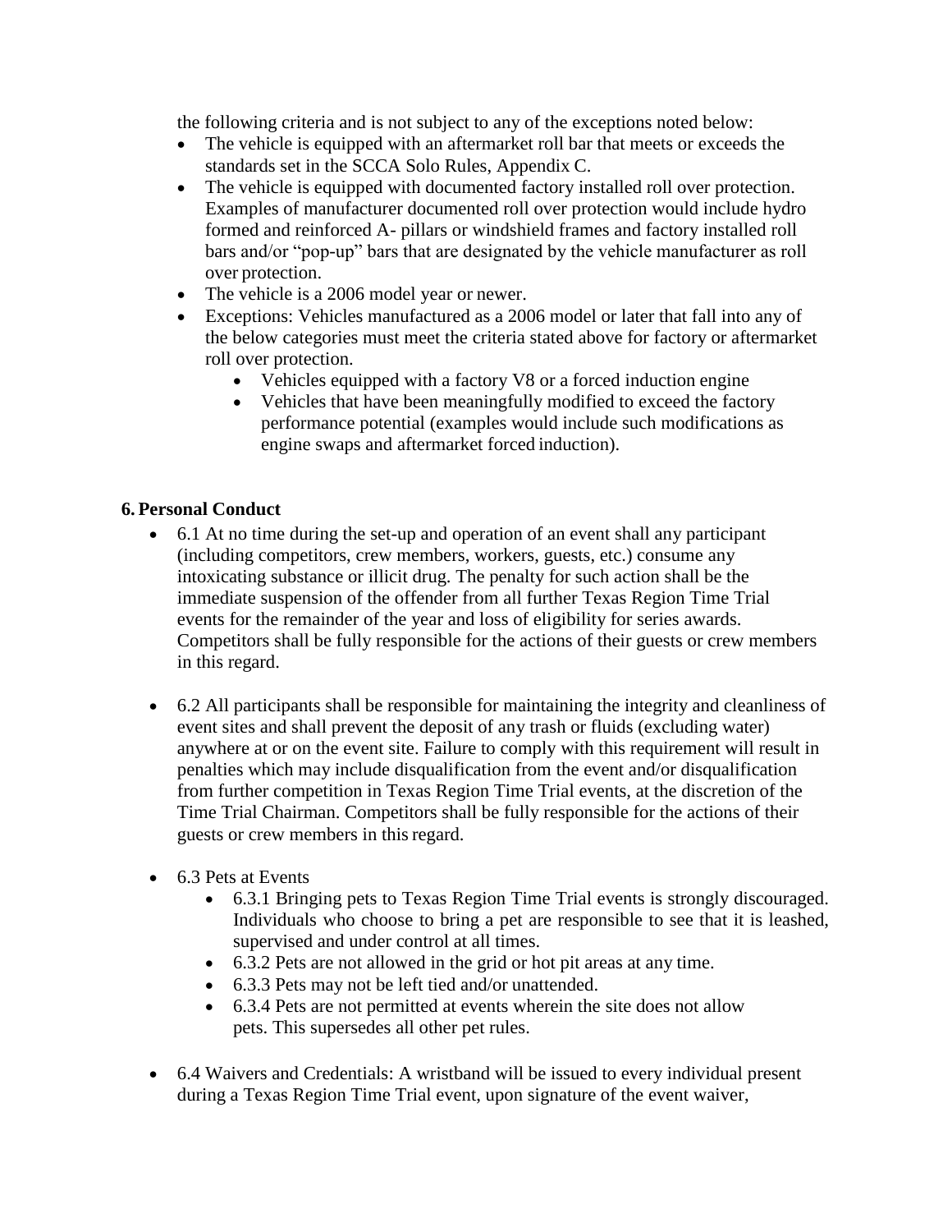the following criteria and is not subject to any of the exceptions noted below:

- The vehicle is equipped with an aftermarket roll bar that meets or exceeds the standards set in the SCCA Solo Rules, Appendix C.
- The vehicle is equipped with documented factory installed roll over protection. Examples of manufacturer documented roll over protection would include hydro formed and reinforced A- pillars or windshield frames and factory installed roll bars and/or "pop-up" bars that are designated by the vehicle manufacturer as roll over protection.
- The vehicle is a 2006 model year or newer.
- Exceptions: Vehicles manufactured as a 2006 model or later that fall into any of the below categories must meet the criteria stated above for factory or aftermarket roll over protection.
  - Vehicles equipped with a factory V8 or a forced induction engine
  - Vehicles that have been meaningfully modified to exceed the factory performance potential (examples would include such modifications as engine swaps and aftermarket forced induction).

## 6. Personal Conduct

- 6.1 At no time during the set-up and operation of an event shall any participant (including competitors, crew members, workers, guests, etc.) consume any intoxicating substance or illicit drug. The penalty for such action shall be the immediate suspension of the offender from all further Texas Region Time Trial events for the remainder of the year and loss of eligibility for series awards. Competitors shall be fully responsible for the actions of their guests or crew members in this regard.

- 6.2 All participants shall be responsible for maintaining the integrity and cleanliness of event sites and shall prevent the deposit of any trash or fluids (excluding water) anywhere at or on the event site. Failure to comply with this requirement will result in penalties which may include disqualification from the event and/or disqualification from further competition in Texas Region Time Trial events, at the discretion of the Time Trial Chairman. Competitors shall be fully responsible for the actions of their guests or crew members in this regard.

- 6.3 Pets at Events
  - 6.3.1 Bringing pets to Texas Region Time Trial events is strongly discouraged. Individuals who choose to bring a pet are responsible to see that it is leashed, supervised and under control at all times.
  - 6.3.2 Pets are not allowed in the grid or hot pit areas at any time.
  - 6.3.3 Pets may not be left tied and/or unattended.
  - 6.3.4 Pets are not permitted at events wherein the site does not allow pets. This supersedes all other pet rules.

- 6.4 Waivers and Credentials: A wristband will be issued to every individual present during a Texas Region Time Trial event, upon signature of the event waiver,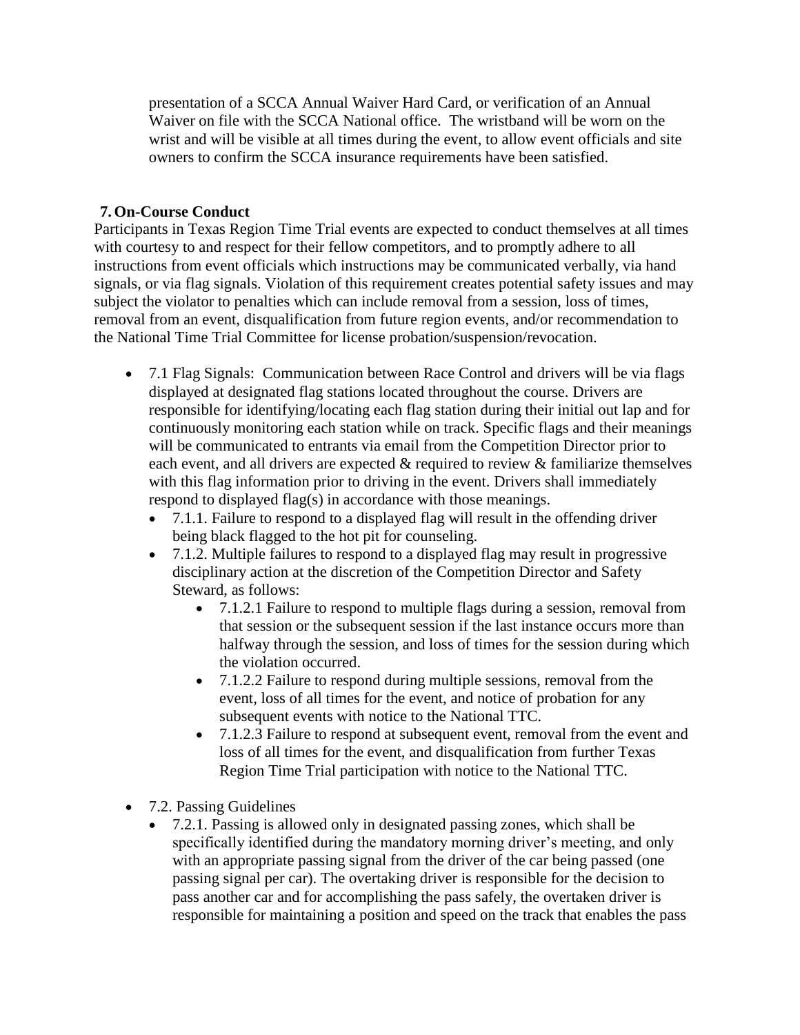presentation of a SCCA Annual Waiver Hard Card, or verification of an Annual Waiver on file with the SCCA National office. The wristband will be worn on the wrist and will be visible at all times during the event, to allow event officials and site owners to confirm the SCCA insurance requirements have been satisfied.

## 7. On-Course Conduct

Participants in Texas Region Time Trial events are expected to conduct themselves at all times with courtesy to and respect for their fellow competitors, and to promptly adhere to all instructions from event officials which instructions may be communicated verbally, via hand signals, or via flag signals. Violation of this requirement creates potential safety issues and may subject the violator to penalties which can include removal from a session, loss of times, removal from an event, disqualification from future region events, and/or recommendation to the National Time Trial Committee for license probation/suspension/revocation.

- 7.1 Flag Signals: Communication between Race Control and drivers will be via flags displayed at designated flag stations located throughout the course. Drivers are responsible for identifying/locating each flag station during their initial out lap and for continuously monitoring each station while on track. Specific flags and their meanings will be communicated to entrants via email from the Competition Director prior to each event, and all drivers are expected & required to review & familiarize themselves with this flag information prior to driving in the event. Drivers shall immediately respond to displayed flag(s) in accordance with those meanings.
  - 7.1.1. Failure to respond to a displayed flag will result in the offending driver being black flagged to the hot pit for counseling.
  - 7.1.2. Multiple failures to respond to a displayed flag may result in progressive disciplinary action at the discretion of the Competition Director and Safety Steward, as follows:
    - 7.1.2.1 Failure to respond to multiple flags during a session, removal from that session or the subsequent session if the last instance occurs more than halfway through the session, and loss of times for the session during which the violation occurred.
    - 7.1.2.2 Failure to respond during multiple sessions, removal from the event, loss of all times for the event, and notice of probation for any subsequent events with notice to the National TTC.
    - 7.1.2.3 Failure to respond at subsequent event, removal from the event and loss of all times for the event, and disqualification from further Texas Region Time Trial participation with notice to the National TTC.
- 7.2. Passing Guidelines
  - 7.2.1. Passing is allowed only in designated passing zones, which shall be specifically identified during the mandatory morning driver's meeting, and only with an appropriate passing signal from the driver of the car being passed (one passing signal per car). The overtaking driver is responsible for the decision to pass another car and for accomplishing the pass safely, the overtaken driver is responsible for maintaining a position and speed on the track that enables the pass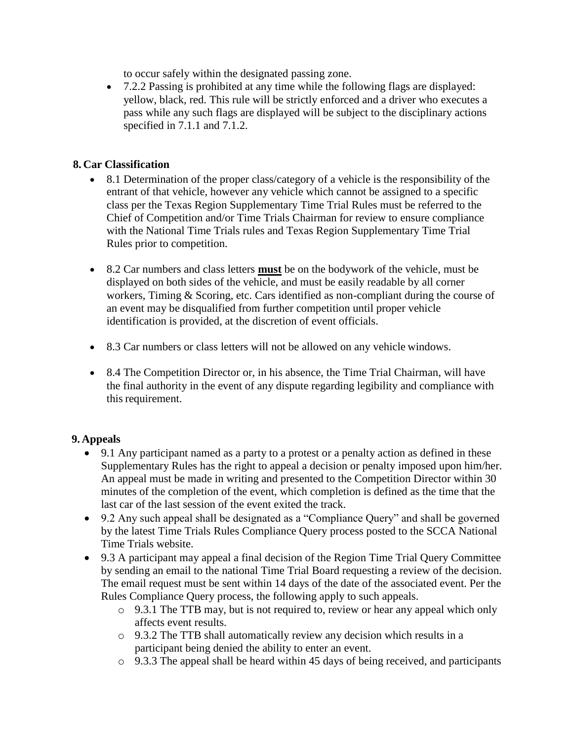to occur safely within the designated passing zone.

- 7.2.2 Passing is prohibited at any time while the following flags are displayed: yellow, black, red. This rule will be strictly enforced and a driver who executes a pass while any such flags are displayed will be subject to the disciplinary actions specified in 7.1.1 and 7.1.2.

## 8. Car Classification

- 8.1 Determination of the proper class/category of a vehicle is the responsibility of the entrant of that vehicle, however any vehicle which cannot be assigned to a specific class per the Texas Region Supplementary Time Trial Rules must be referred to the Chief of Competition and/or Time Trials Chairman for review to ensure compliance with the National Time Trials rules and Texas Region Supplementary Time Trial Rules prior to competition.
- 8.2 Car numbers and class letters **must** be on the bodywork of the vehicle, must be displayed on both sides of the vehicle, and must be easily readable by all corner workers, Timing & Scoring, etc. Cars identified as non-compliant during the course of an event may be disqualified from further competition until proper vehicle identification is provided, at the discretion of event officials.
- 8.3 Car numbers or class letters will not be allowed on any vehicle windows.
- 8.4 The Competition Director or, in his absence, the Time Trial Chairman, will have the final authority in the event of any dispute regarding legibility and compliance with this requirement.

## 9. Appeals

- 9.1 Any participant named as a party to a protest or a penalty action as defined in these Supplementary Rules has the right to appeal a decision or penalty imposed upon him/her. An appeal must be made in writing and presented to the Competition Director within 30 minutes of the completion of the event, which completion is defined as the time that the last car of the last session of the event exited the track.
- 9.2 Any such appeal shall be designated as a "Compliance Query" and shall be governed by the latest Time Trials Rules Compliance Query process posted to the SCCA National Time Trials website.
- 9.3 A participant may appeal a final decision of the Region Time Trial Query Committee by sending an email to the national Time Trial Board requesting a review of the decision. The email request must be sent within 14 days of the date of the associated event. Per the Rules Compliance Query process, the following apply to such appeals.
  - 9.3.1 The TTB may, but is not required to, review or hear any appeal which only affects event results.
  - 9.3.2 The TTB shall automatically review any decision which results in a participant being denied the ability to enter an event.
  - 9.3.3 The appeal shall be heard within 45 days of being received, and participants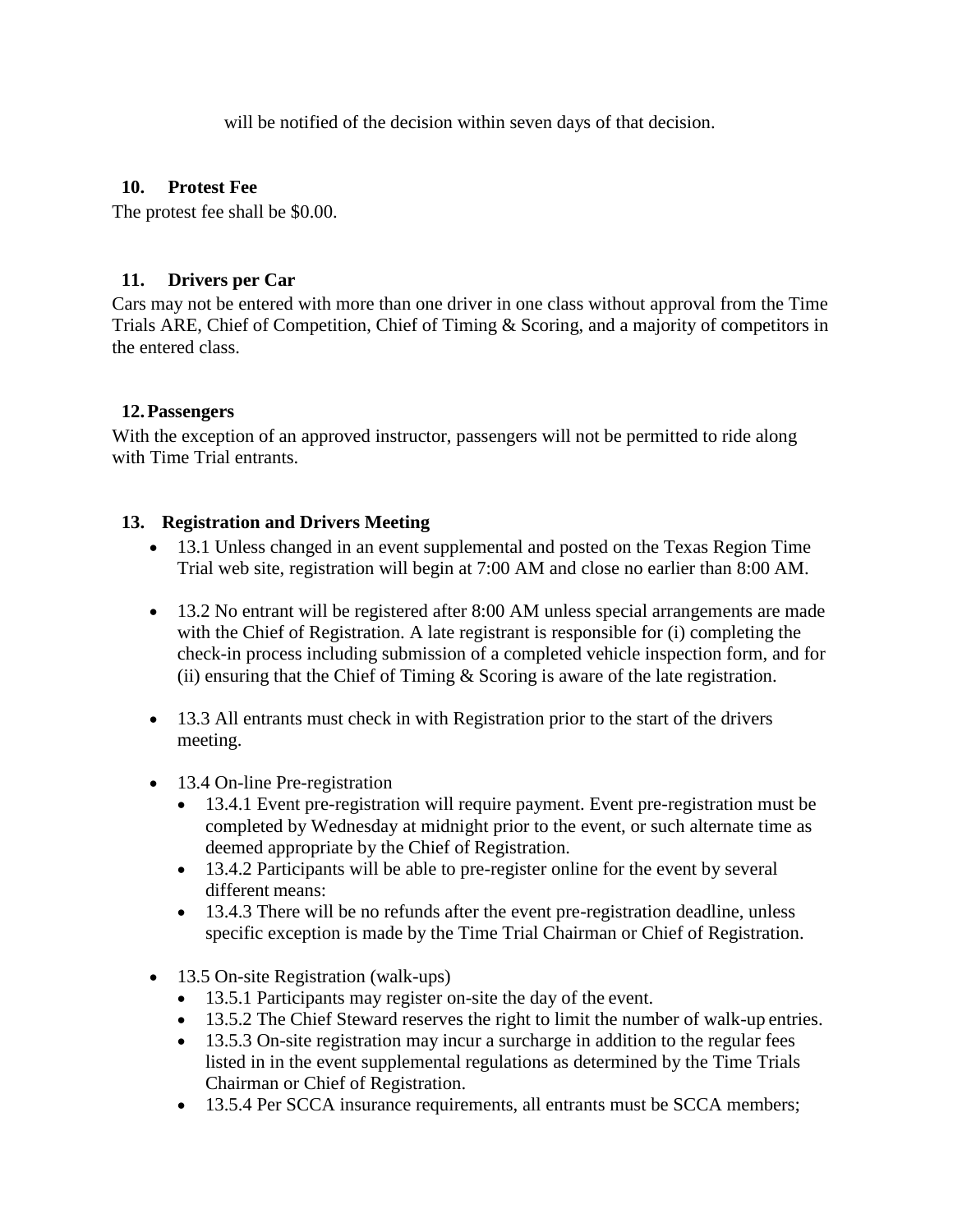will be notified of the decision within seven days of that decision.

## 10. Protest Fee

The protest fee shall be $0.00.

## 11. Drivers per Car

Cars may not be entered with more than one driver in one class without approval from the Time Trials ARE, Chief of Competition, Chief of Timing & Scoring, and a majority of competitors in the entered class.

## 12. Passengers

With the exception of an approved instructor, passengers will not be permitted to ride along with Time Trial entrants.

## 13. Registration and Drivers Meeting

- 13.1 Unless changed in an event supplemental and posted on the Texas Region Time Trial web site, registration will begin at 7:00 AM and close no earlier than 8:00 AM.

- 13.2 No entrant will be registered after 8:00 AM unless special arrangements are made with the Chief of Registration. A late registrant is responsible for (i) completing the check-in process including submission of a completed vehicle inspection form, and for (ii) ensuring that the Chief of Timing & Scoring is aware of the late registration.

- 13.3 All entrants must check in with Registration prior to the start of the drivers meeting.

- 13.4 On-line Pre-registration
  - 13.4.1 Event pre-registration will require payment. Event pre-registration must be completed by Wednesday at midnight prior to the event, or such alternate time as deemed appropriate by the Chief of Registration.
  - 13.4.2 Participants will be able to pre-register online for the event by several different means:
  - 13.4.3 There will be no refunds after the event pre-registration deadline, unless specific exception is made by the Time Trial Chairman or Chief of Registration.

- 13.5 On-site Registration (walk-ups)
  - 13.5.1 Participants may register on-site the day of the event.
  - 13.5.2 The Chief Steward reserves the right to limit the number of walk-up entries.
  - 13.5.3 On-site registration may incur a surcharge in addition to the regular fees listed in in the event supplemental regulations as determined by the Time Trials Chairman or Chief of Registration.
  - 13.5.4 Per SCCA insurance requirements, all entrants must be SCCA members;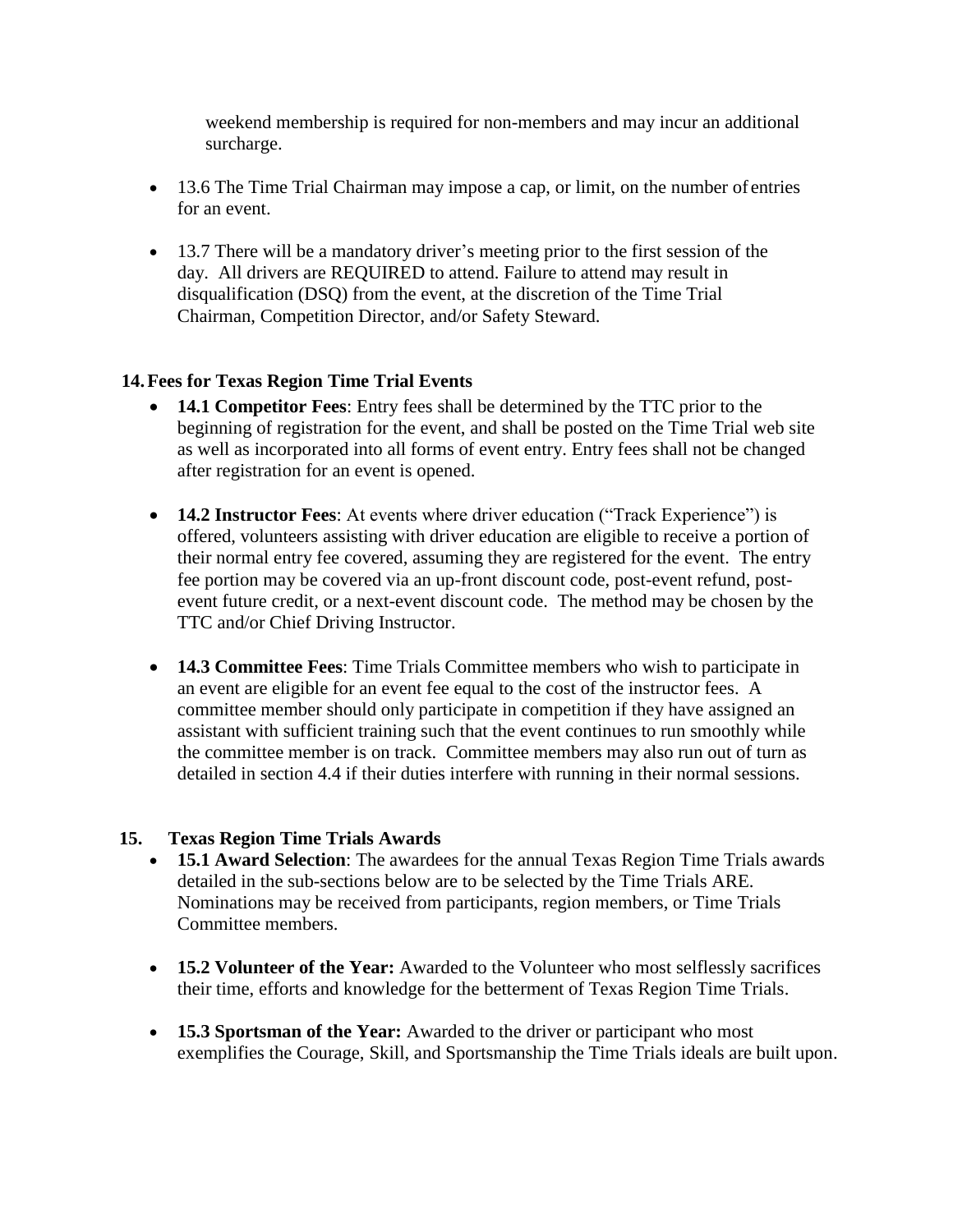weekend membership is required for non-members and may incur an additional surcharge.

- 13.6 The Time Trial Chairman may impose a cap, or limit, on the number of entries for an event.
- 13.7 There will be a mandatory driver's meeting prior to the first session of the day. All drivers are REQUIRED to attend. Failure to attend may result in disqualification (DSQ) from the event, at the discretion of the Time Trial Chairman, Competition Director, and/or Safety Steward.

## 14. Fees for Texas Region Time Trial Events

- **14.1 Competitor Fees**: Entry fees shall be determined by the TTC prior to the beginning of registration for the event, and shall be posted on the Time Trial web site as well as incorporated into all forms of event entry. Entry fees shall not be changed after registration for an event is opened.
- **14.2 Instructor Fees**: At events where driver education ("Track Experience") is offered, volunteers assisting with driver education are eligible to receive a portion of their normal entry fee covered, assuming they are registered for the event. The entry fee portion may be covered via an up-front discount code, post-event refund, post-event future credit, or a next-event discount code. The method may be chosen by the TTC and/or Chief Driving Instructor.
- **14.3 Committee Fees**: Time Trials Committee members who wish to participate in an event are eligible for an event fee equal to the cost of the instructor fees. A committee member should only participate in competition if they have assigned an assistant with sufficient training such that the event continues to run smoothly while the committee member is on track. Committee members may also run out of turn as detailed in section 4.4 if their duties interfere with running in their normal sessions.

## 15. Texas Region Time Trials Awards

- **15.1 Award Selection**: The awardees for the annual Texas Region Time Trials awards detailed in the sub-sections below are to be selected by the Time Trials ARE. Nominations may be received from participants, region members, or Time Trials Committee members.
- **15.2 Volunteer of the Year:** Awarded to the Volunteer who most selflessly sacrifices their time, efforts and knowledge for the betterment of Texas Region Time Trials.
- **15.3 Sportsman of the Year:** Awarded to the driver or participant who most exemplifies the Courage, Skill, and Sportsmanship the Time Trials ideals are built upon.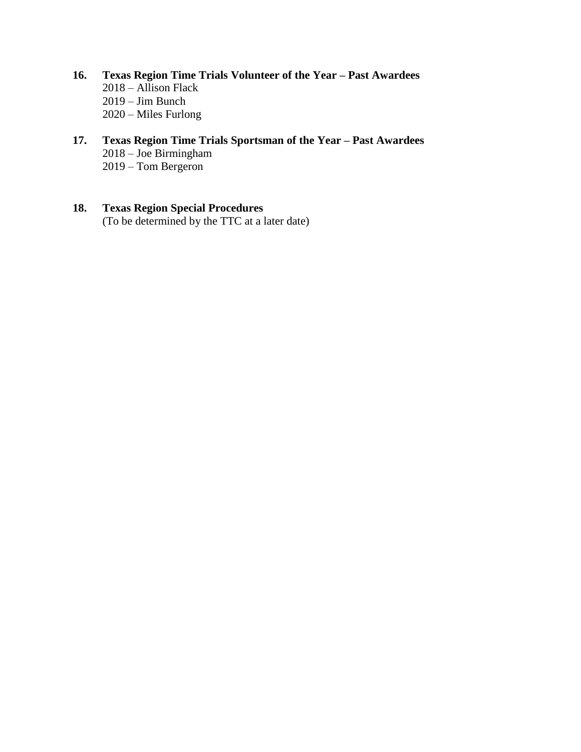**16. Texas Region Time Trials Volunteer of the Year – Past Awardees**

2018 – Allison Flack
2019 – Jim Bunch
2020 – Miles Furlong

**17. Texas Region Time Trials Sportsman of the Year – Past Awardees**

2018 – Joe Birmingham
2019 – Tom Bergeron

**18. Texas Region Special Procedures**

(To be determined by the TTC at a later date)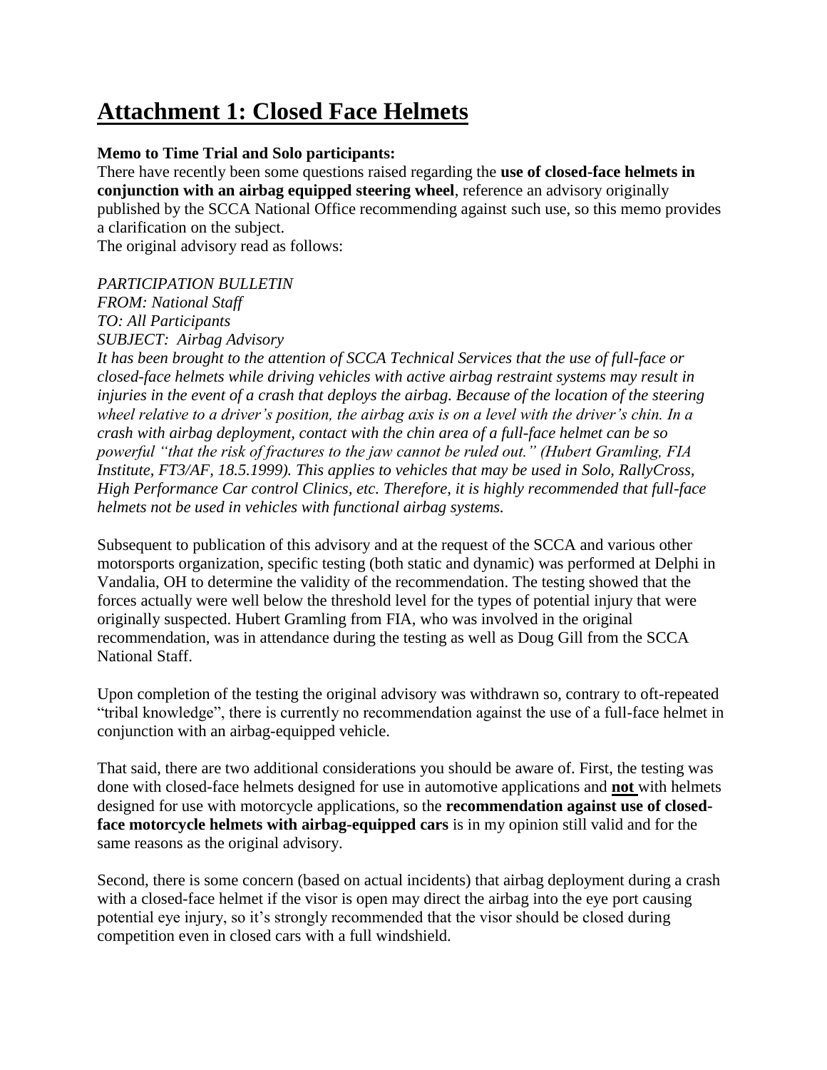# Attachment 1: Closed Face Helmets

**Memo to Time Trial and Solo participants:**

There have recently been some questions raised regarding the **use of closed-face helmets in conjunction with an airbag equipped steering wheel**, reference an advisory originally published by the SCCA National Office recommending against such use, so this memo provides a clarification on the subject.

The original advisory read as follows:

*PARTICIPATION BULLETIN*
*FROM: National Staff*
*TO: All Participants*
*SUBJECT: Airbag Advisory*
*It has been brought to the attention of SCCA Technical Services that the use of full-face or closed-face helmets while driving vehicles with active airbag restraint systems may result in injuries in the event of a crash that deploys the airbag. Because of the location of the steering wheel relative to a driver's position, the airbag axis is on a level with the driver's chin. In a crash with airbag deployment, contact with the chin area of a full-face helmet can be so powerful "that the risk of fractures to the jaw cannot be ruled out." (Hubert Gramling, FIA Institute, FT3/AF, 18.5.1999). This applies to vehicles that may be used in Solo, RallyCross, High Performance Car control Clinics, etc. Therefore, it is highly recommended that full-face helmets not be used in vehicles with functional airbag systems.*

Subsequent to publication of this advisory and at the request of the SCCA and various other motorsports organization, specific testing (both static and dynamic) was performed at Delphi in Vandalia, OH to determine the validity of the recommendation. The testing showed that the forces actually were well below the threshold level for the types of potential injury that were originally suspected. Hubert Gramling from FIA, who was involved in the original recommendation, was in attendance during the testing as well as Doug Gill from the SCCA National Staff.

Upon completion of the testing the original advisory was withdrawn so, contrary to oft-repeated "tribal knowledge", there is currently no recommendation against the use of a full-face helmet in conjunction with an airbag-equipped vehicle.

That said, there are two additional considerations you should be aware of. First, the testing was done with closed-face helmets designed for use in automotive applications and **not** with helmets designed for use with motorcycle applications, so the **recommendation against use of closed-face motorcycle helmets with airbag-equipped cars** is in my opinion still valid and for the same reasons as the original advisory.

Second, there is some concern (based on actual incidents) that airbag deployment during a crash with a closed-face helmet if the visor is open may direct the airbag into the eye port causing potential eye injury, so it's strongly recommended that the visor should be closed during competition even in closed cars with a full windshield.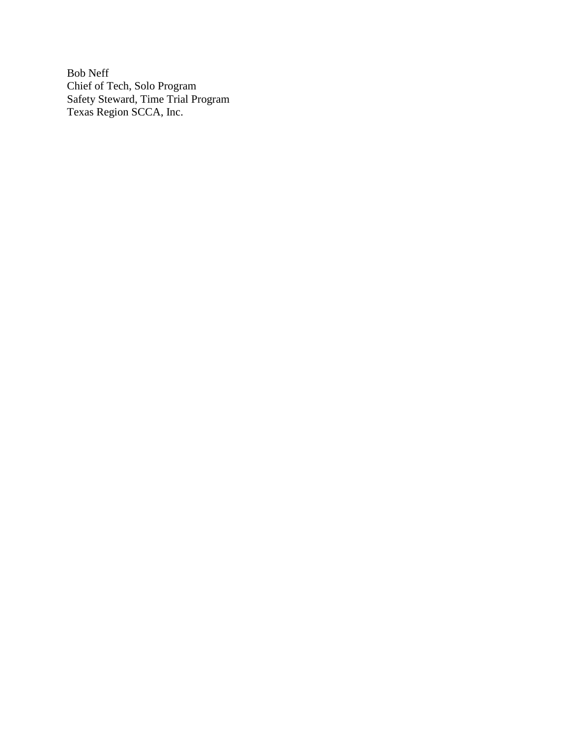Bob Neff
Chief of Tech, Solo Program
Safety Steward, Time Trial Program
Texas Region SCCA, Inc.